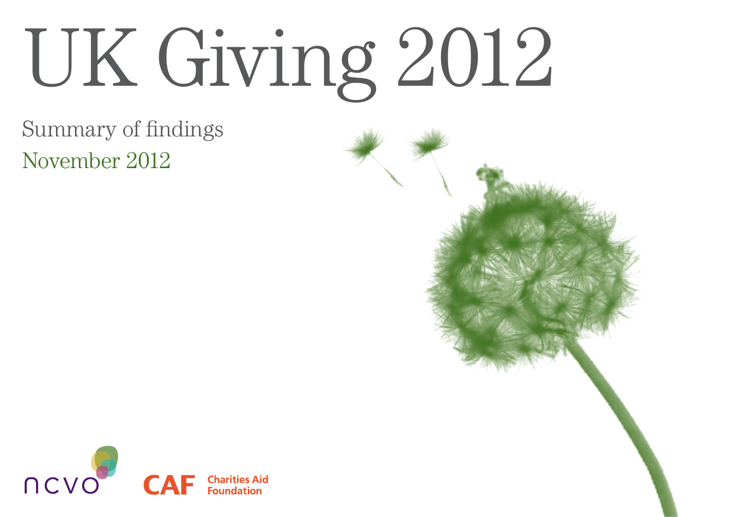# UK Giving 2012

Summary of findings

November 2012

ncvo

CAF Charities Aid Foundation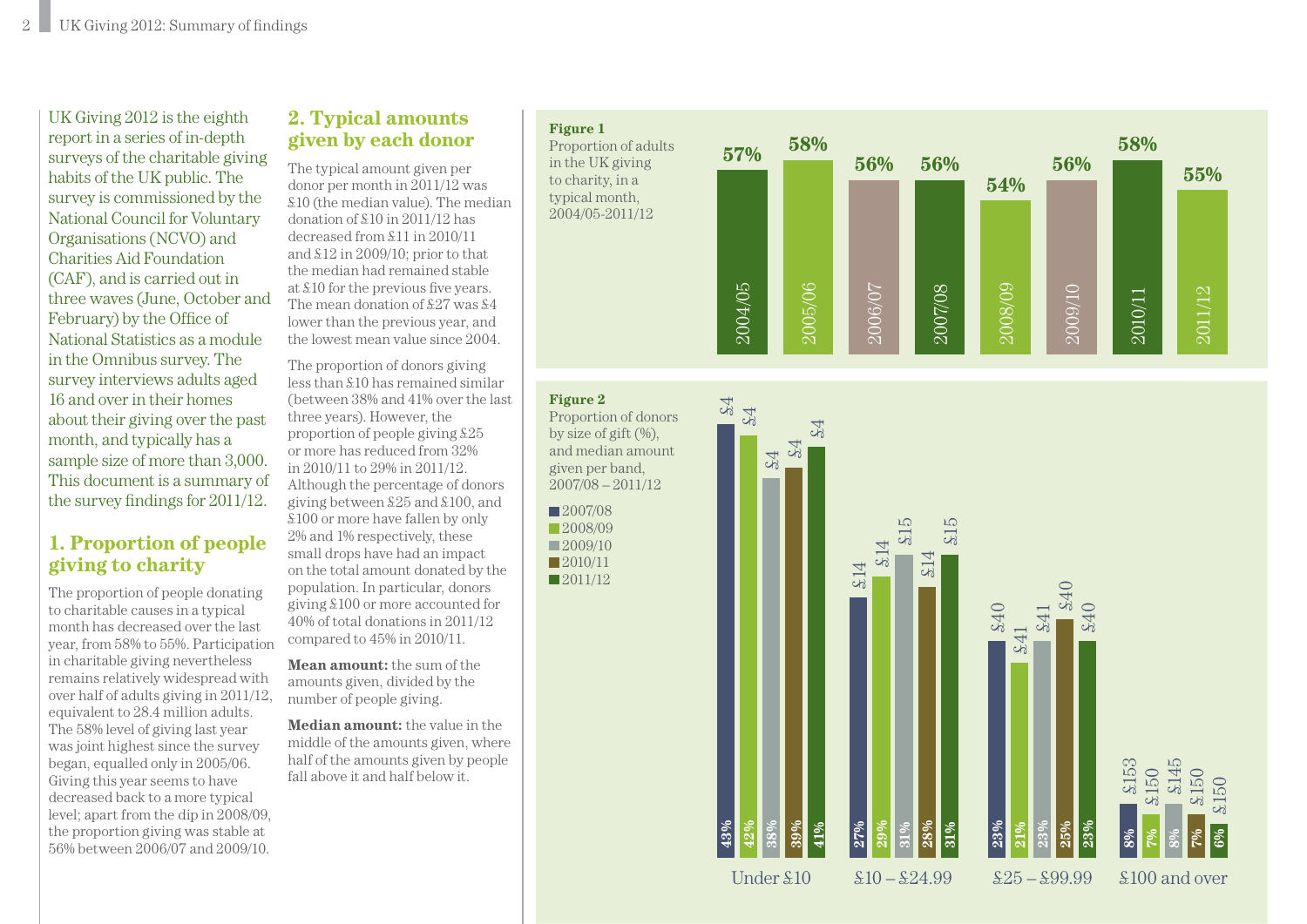UK Giving 2012 is the eighth report in a series of in-depth surveys of the charitable giving habits of the UK public. The survey is commissioned by the National Council for Voluntary Organisations (NCVO) and Charities Aid Foundation (CAF), and is carried out in three waves (June, October and February) by the Office of National Statistics as a module in the Omnibus survey. The survey interviews adults aged 16 and over in their homes about their giving over the past month, and typically has a sample size of more than 3,000. This document is a summary of the survey findings for 2011/12.

## 1. Proportion of people giving to charity

The proportion of people donating to charitable causes in a typical month has decreased over the last year, from 58% to 55%. Participation in charitable giving nevertheless remains relatively widespread with over half of adults giving in 2011/12, equivalent to 28.4 million adults. The 58% level of giving last year was joint highest since the survey began, equalled only in 2005/06. Giving this year seems to have decreased back to a more typical level; apart from the dip in 2008/09, the proportion giving was stable at 56% between 2006/07 and 2009/10.

## 2. Typical amounts given by each donor

The typical amount given per donor per month in 2011/12 was £10 (the median value). The median donation of £10 in 2011/12 has decreased from £11 in 2010/11 and £12 in 2009/10; prior to that the median had remained stable at £10 for the previous five years. The mean donation of £27 was £4 lower than the previous year, and the lowest mean value since 2004.

The proportion of donors giving less than £10 has remained similar (between 38% and 41% over the last three years). However, the proportion of people giving £25 or more has reduced from 32% in 2010/11 to 29% in 2011/12. Although the percentage of donors giving between £25 and £100, and £100 or more have fallen by only 2% and 1% respectively, these small drops have had an impact on the total amount donated by the population. In particular, donors giving £100 or more accounted for 40% of total donations in 2011/12 compared to 45% in 2010/11.

**Mean amount:** the sum of the amounts given, divided by the number of people giving.

**Median amount:** the value in the middle of the amounts given, where half of the amounts given by people fall above it and half below it.

**Figure 1**
Proportion of adults in the UK giving to charity, in a typical month, 2004/05-2011/12

| Year | Proportion |
|---|---|
| 2004/05 | 57% |
| 2005/06 | 58% |
| 2006/07 | 56% |
| 2007/08 | 56% |
| 2008/09 | 54% |
| 2009/10 | 56% |
| 2010/11 | 58% |
| 2011/12 | 55% |

**Figure 2**
Proportion of donors by size of gift (%), and median amount given per band, 2007/08 – 2011/12

| Band | 2007/08 | 2008/09 | 2009/10 | 2010/11 | 2011/12 |
|---|---|---|---|---|---|
| Under £10 | 43% (£4) | 42% (£4) | 38% (£4) | 39% (£4) | 41% (£4) |
| £10 – £24.99 | 27% (£14) | 29% (£14) | 31% (£15) | 28% (£14) | 31% (£15) |
| £25 – £99.99 | 23% (£40) | 21% (£41) | 23% (£41) | 25% (£40) | 23% (£40) |
| £100 and over | 8% (£153) | 7% (£150) | 8% (£145) | 7% (£150) | 6% (£150) |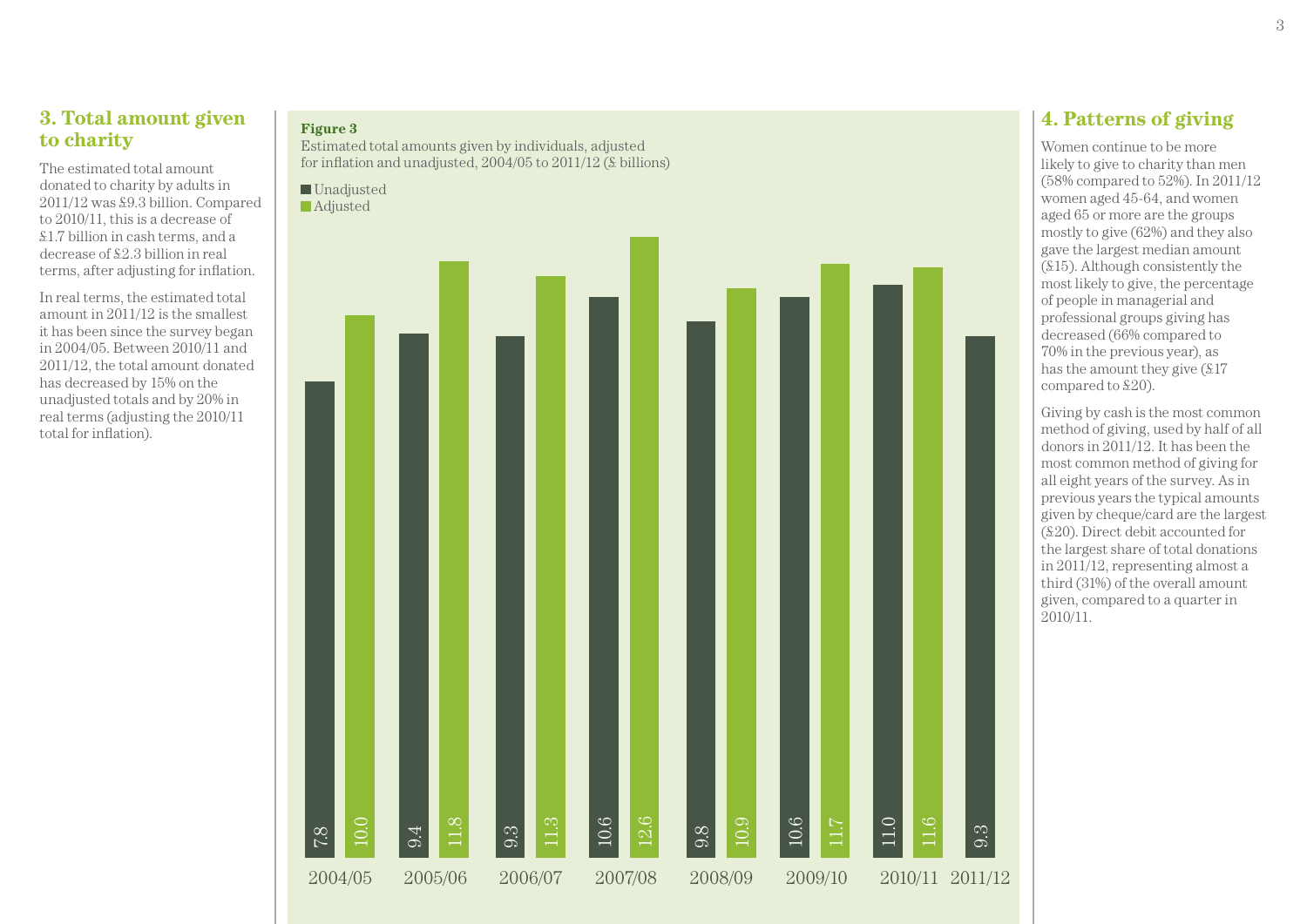## 3. Total amount given to charity

The estimated total amount donated to charity by adults in 2011/12 was £9.3 billion. Compared to 2010/11, this is a decrease of £1.7 billion in cash terms, and a decrease of £2.3 billion in real terms, after adjusting for inflation.

In real terms, the estimated total amount in 2011/12 is the smallest it has been since the survey began in 2004/05. Between 2010/11 and 2011/12, the total amount donated has decreased by 15% on the unadjusted totals and by 20% in real terms (adjusting the 2010/11 total for inflation).

**Figure 3**

Estimated total amounts given by individuals, adjusted for inflation and unadjusted, 2004/05 to 2011/12 (£ billions)

| Year | Unadjusted | Adjusted |
| --- | --- | --- |
| 2004/05 | 7.8 | 10.0 |
| 2005/06 | 9.4 | 11.8 |
| 2006/07 | 9.3 | 11.3 |
| 2007/08 | 10.6 | 12.6 |
| 2008/09 | 9.8 | 10.9 |
| 2009/10 | 10.6 | 11.7 |
| 2010/11 | 11.0 | 11.6 |
| 2011/12 | 9.3 | |

## 4. Patterns of giving

Women continue to be more likely to give to charity than men (58% compared to 52%). In 2011/12 women aged 45-64, and women aged 65 or more are the groups mostly to give (62%) and they also gave the largest median amount (£15). Although consistently the most likely to give, the percentage of people in managerial and professional groups giving has decreased (66% compared to 70% in the previous year), as has the amount they give (£17 compared to £20).

Giving by cash is the most common method of giving, used by half of all donors in 2011/12. It has been the most common method of giving for all eight years of the survey. As in previous years the typical amounts given by cheque/card are the largest (£20). Direct debit accounted for the largest share of total donations in 2011/12, representing almost a third (31%) of the overall amount given, compared to a quarter in 2010/11.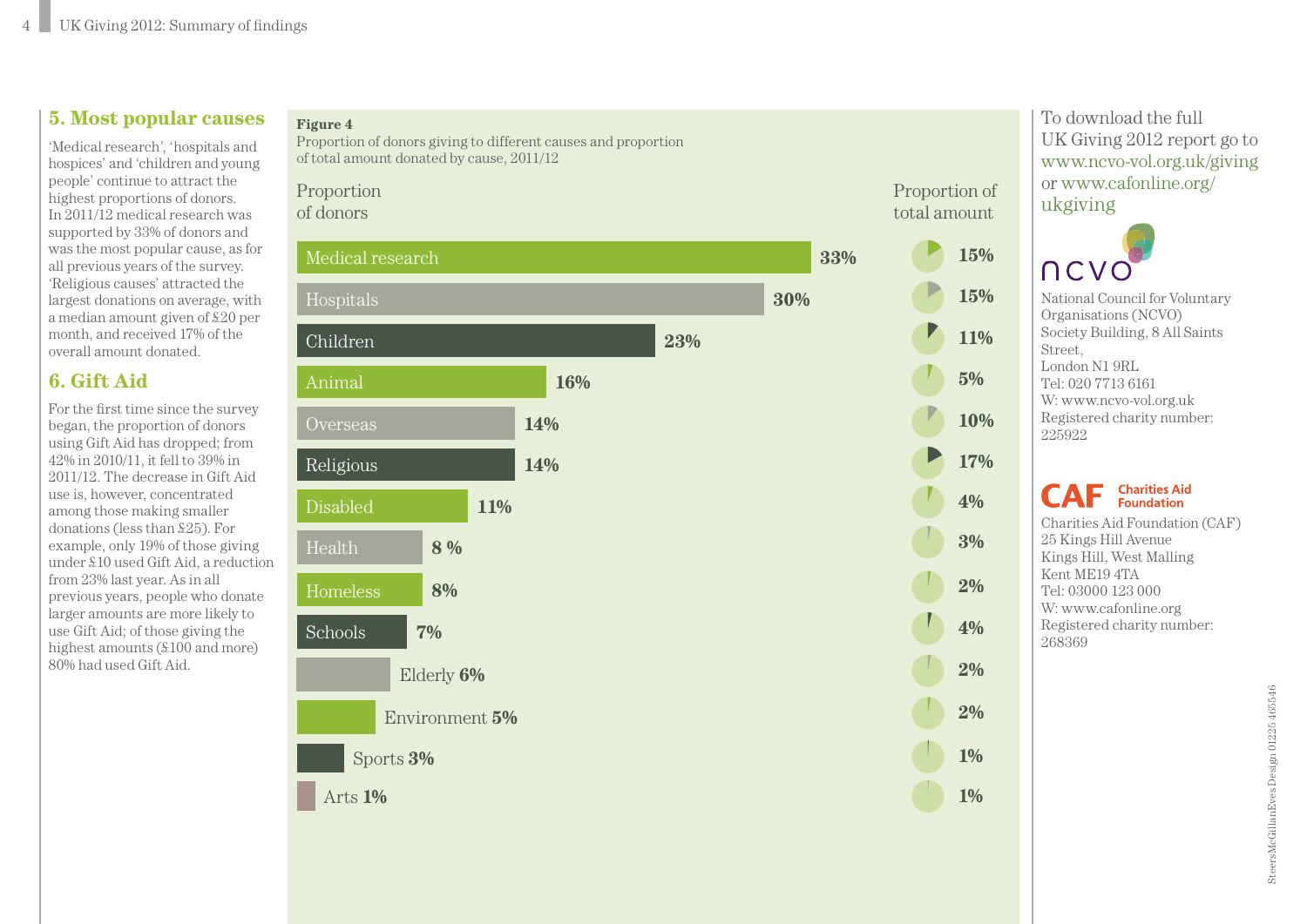## 5. Most popular causes

'Medical research', 'hospitals and hospices' and 'children and young people' continue to attract the highest proportions of donors. In 2011/12 medical research was supported by 33% of donors and was the most popular cause, as for all previous years of the survey. 'Religious causes' attracted the largest donations on average, with a median amount given of £20 per month, and received 17% of the overall amount donated.

## 6. Gift Aid

For the first time since the survey began, the proportion of donors using Gift Aid has dropped; from 42% in 2010/11, it fell to 39% in 2011/12. The decrease in Gift Aid use is, however, concentrated among those making smaller donations (less than £25). For example, only 19% of those giving under £10 used Gift Aid, a reduction from 23% last year. As in all previous years, people who donate larger amounts are more likely to use Gift Aid; of those giving the highest amounts (£100 and more) 80% had used Gift Aid.

**Figure 4**
Proportion of donors giving to different causes and proportion of total amount donated by cause, 2011/12

Proportion of donors

Proportion of total amount

Medical research 33% 15%
Hospitals 30% 15%
Children 23% 11%
Animal 16% 5%
Overseas 14% 10%
Religious 14% 17%
Disabled 11% 4%
Health 8 % 3%
Homeless 8% 2%
Schools 7% 4%
Elderly 6% 2%
Environment 5% 2%
Sports 3% 1%
Arts 1% 1%

To download the full UK Giving 2012 report go to www.ncvo-vol.org.uk/giving or www.cafonline.org/ukgiving

ncvo

National Council for Voluntary Organisations (NCVO)
Society Building, 8 All Saints Street,
London N1 9RL
Tel: 020 7713 6161
W: www.ncvo-vol.org.uk
Registered charity number: 225922

CAF Charities Aid Foundation

Charities Aid Foundation (CAF)
25 Kings Hill Avenue
Kings Hill, West Malling
Kent ME19 4TA
Tel: 03000 123 000
W: www.cafonline.org
Registered charity number: 268369

SteersMcGillanEves Design 01225 465546